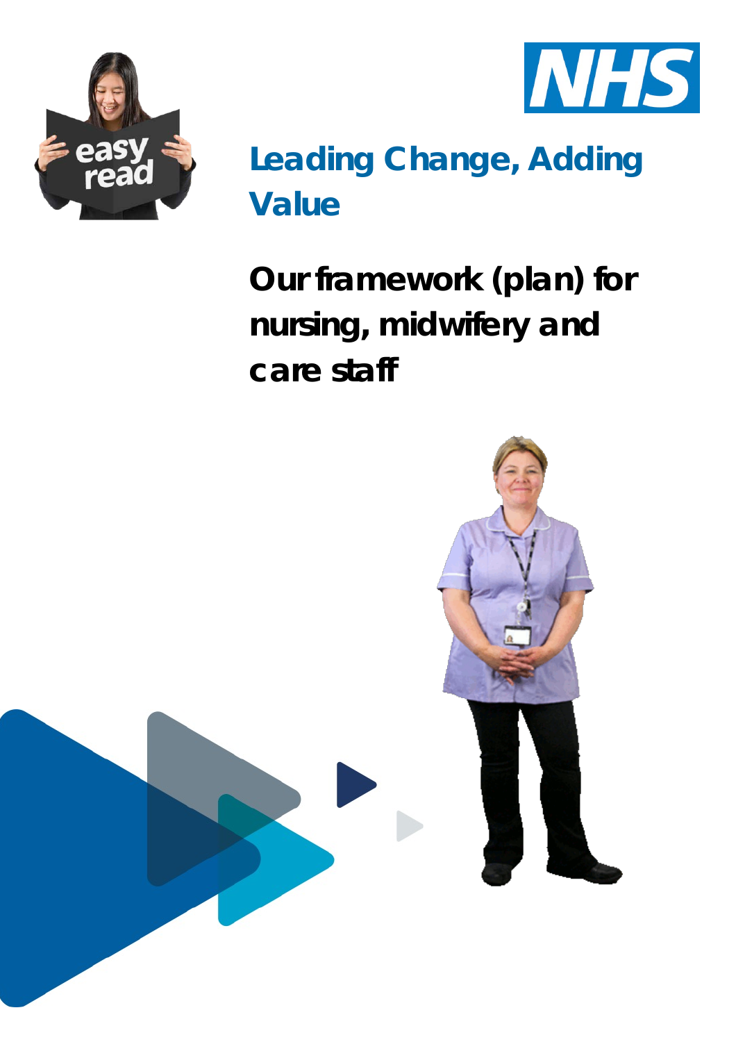# Leading Change, Adding Value

## Our framework (plan) for nursing, midwifery and care staff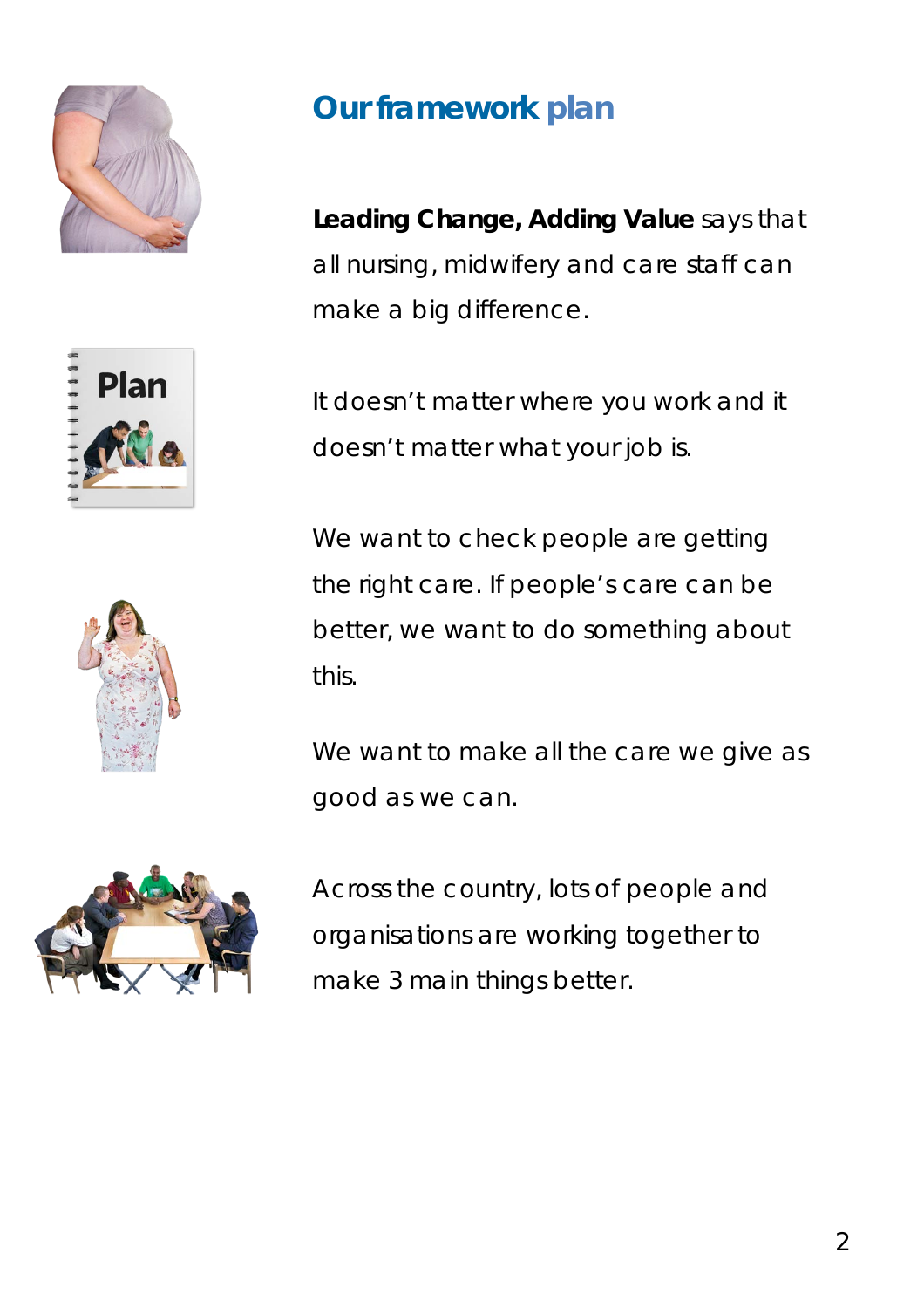## Our framework plan

**Leading Change, Adding Value** says that all nursing, midwifery and care staff can make a big difference.

It doesn't matter where you work and it doesn't matter what your job is.

We want to check people are getting the right care. If people's care can be better, we want to do something about this.

We want to make all the care we give as good as we can.

Across the country, lots of people and organisations are working together to make 3 main things better.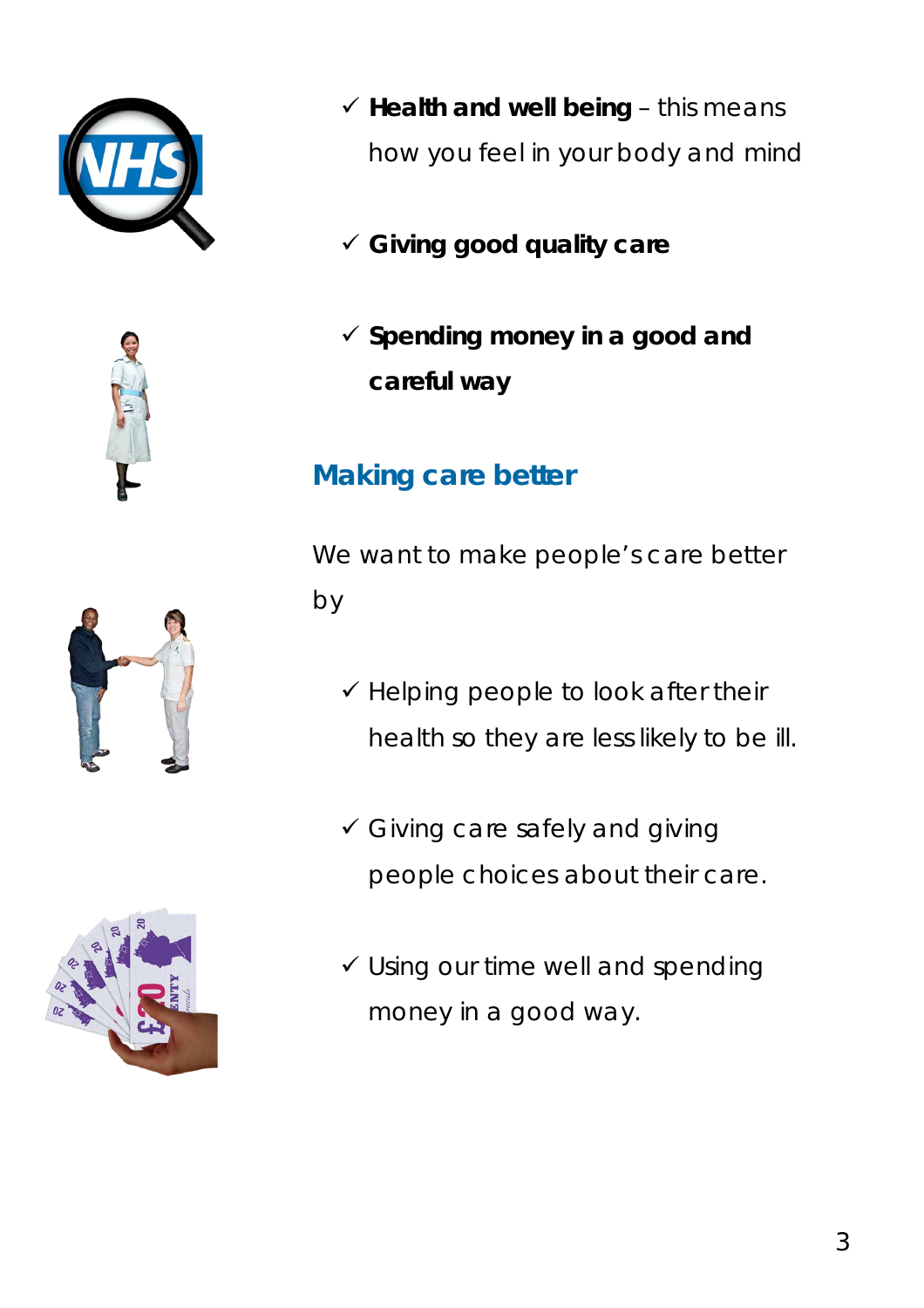- ✓ **Health and well being** – this means how you feel in your body and mind

- ✓ **Giving good quality care**

- ✓ **Spending money in a good and careful way**

## Making care better

We want to make people's care better by

- ✓ Helping people to look after their health so they are less likely to be ill.

- ✓ Giving care safely and giving people choices about their care.

- ✓ Using our time well and spending money in a good way.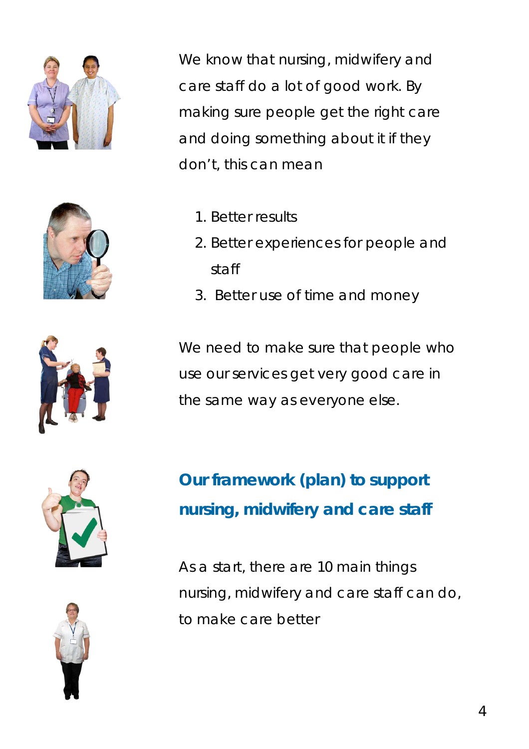We know that nursing, midwifery and care staff do a lot of good work. By making sure people get the right care and doing something about it if they don't, this can mean

1. Better results
2. Better experiences for people and staff
3. Better use of time and money

We need to make sure that people who use our services get very good care in the same way as everyone else.

## Our framework (plan) to support nursing, midwifery and care staff

As a start, there are 10 main things nursing, midwifery and care staff can do, to make care better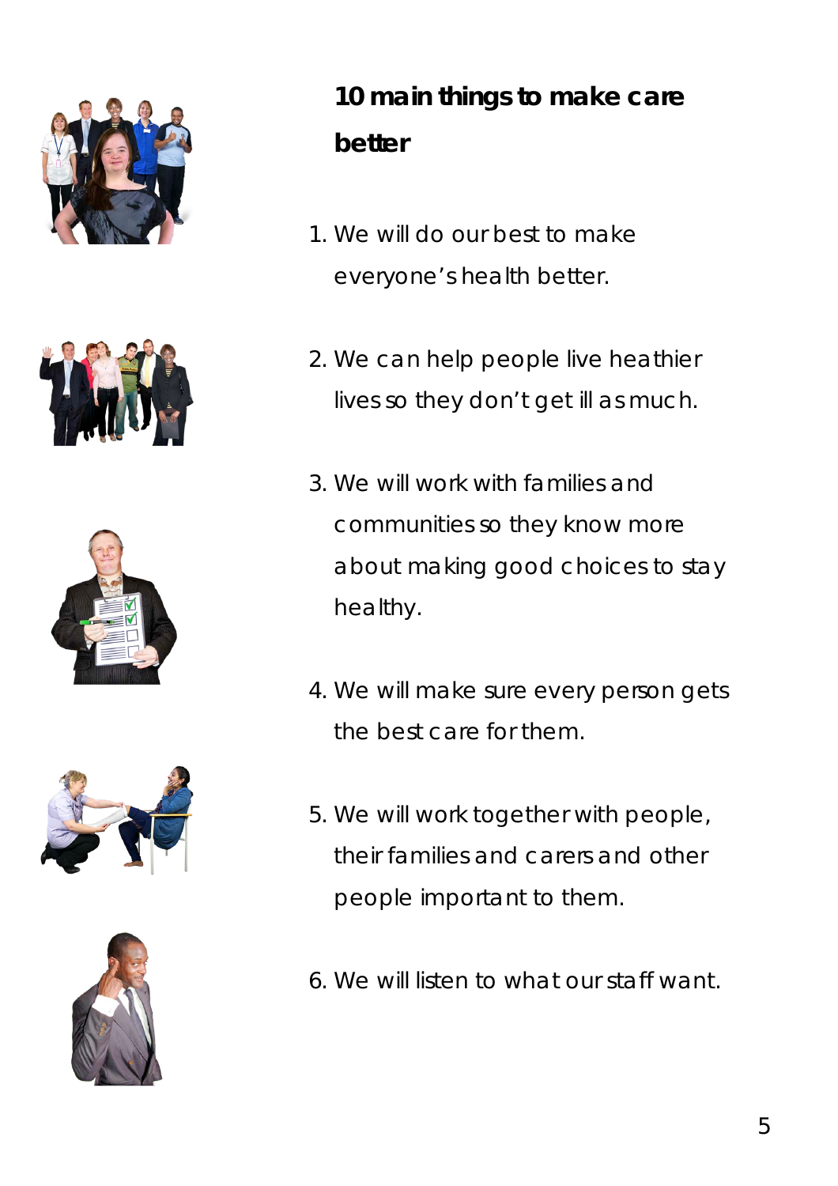## 10 main things to make care better

1. We will do our best to make everyone's health better.

2. We can help people live heathier lives so they don't get ill as much.

3. We will work with families and communities so they know more about making good choices to stay healthy.

4. We will make sure every person gets the best care for them.

5. We will work together with people, their families and carers and other people important to them.

6. We will listen to what our staff want.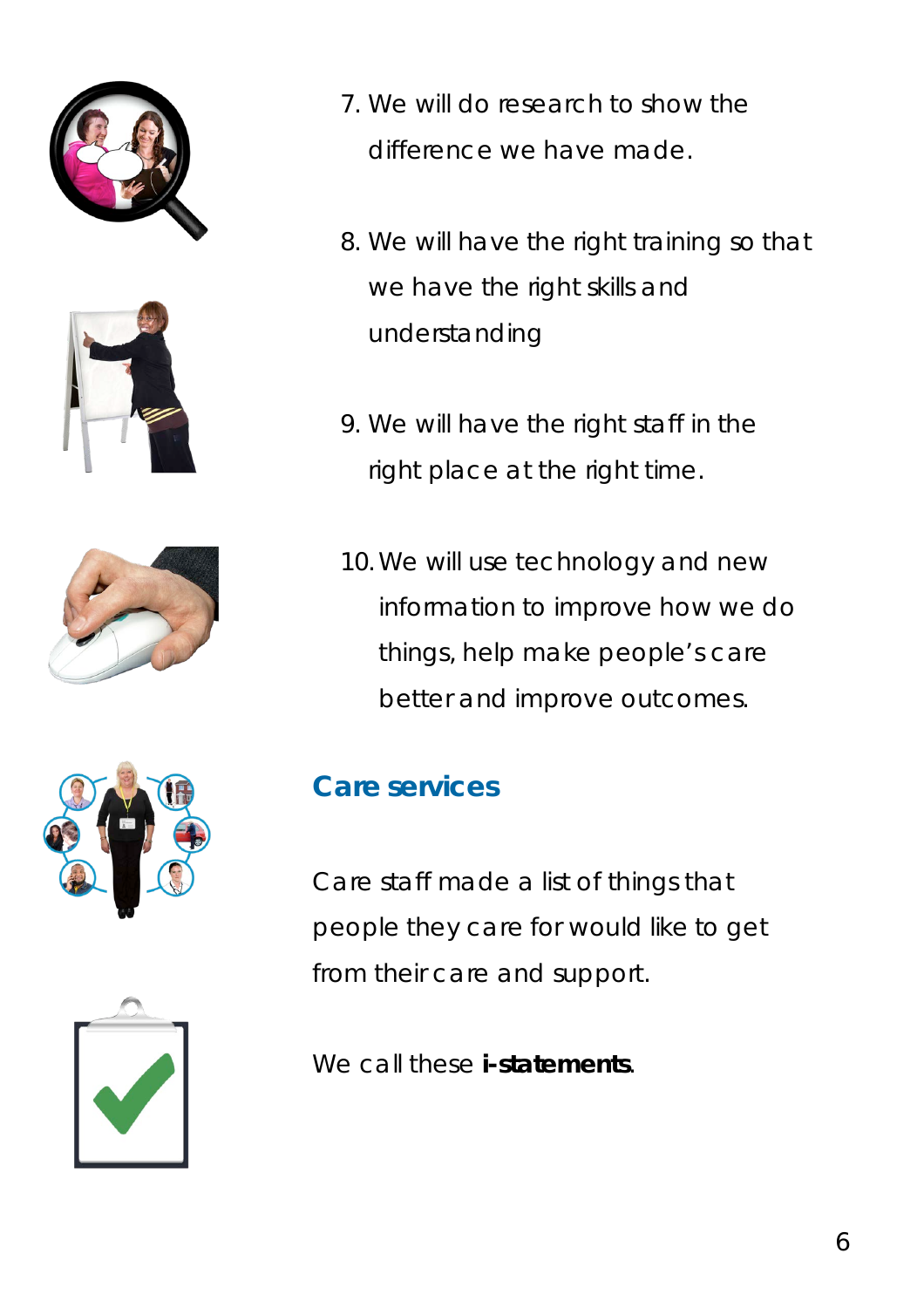7. We will do research to show the difference we have made.

8. We will have the right training so that we have the right skills and understanding

9. We will have the right staff in the right place at the right time.

10. We will use technology and new information to improve how we do things, help make people's care better and improve outcomes.

## Care services

Care staff made a list of things that people they care for would like to get from their care and support.

We call these **i-statements**.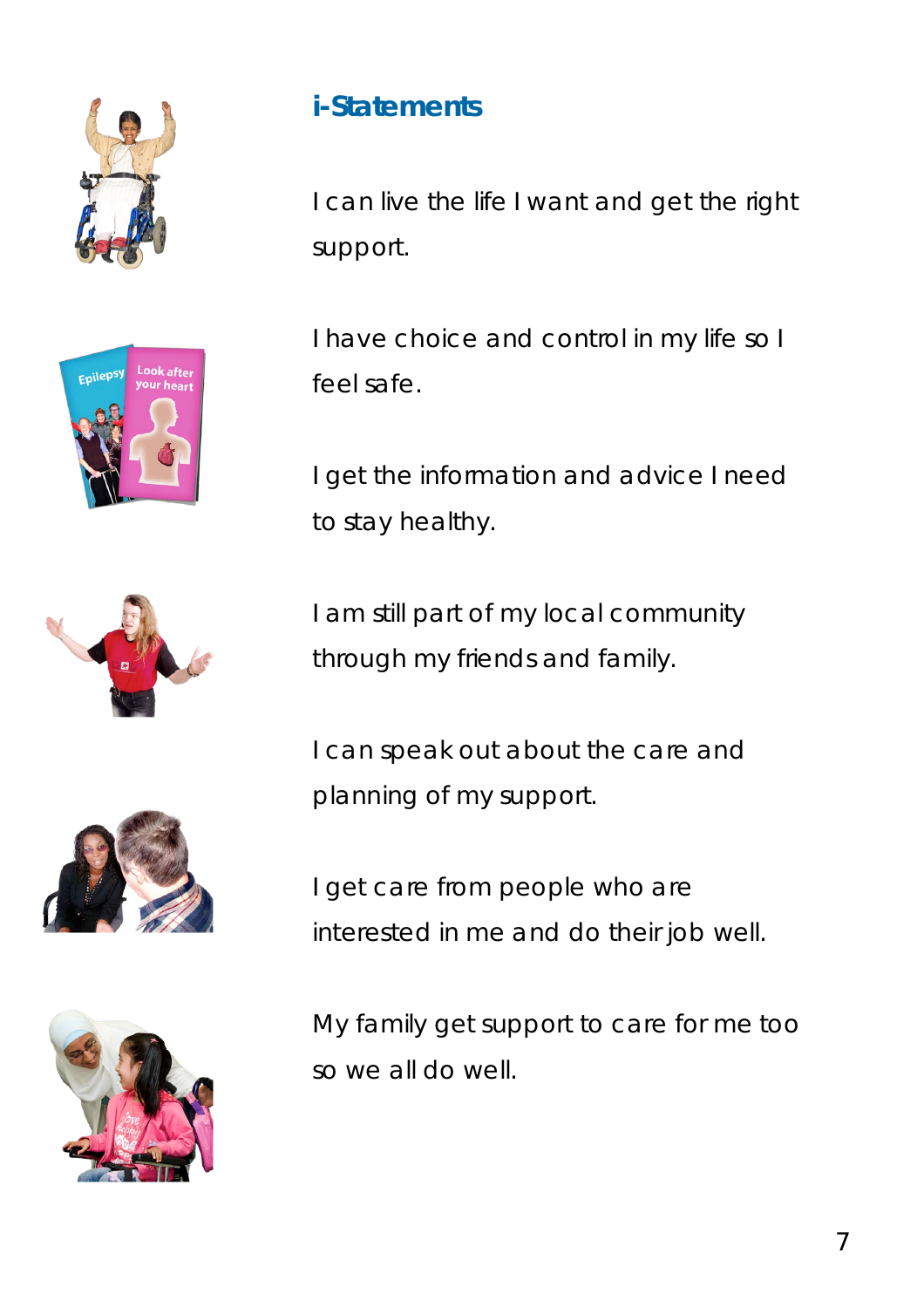## i-Statements

I can live the life I want and get the right support.

I have choice and control in my life so I feel safe.

I get the information and advice I need to stay healthy.

I am still part of my local community through my friends and family.

I can speak out about the care and planning of my support.

I get care from people who are interested in me and do their job well.

My family get support to care for me too so we all do well.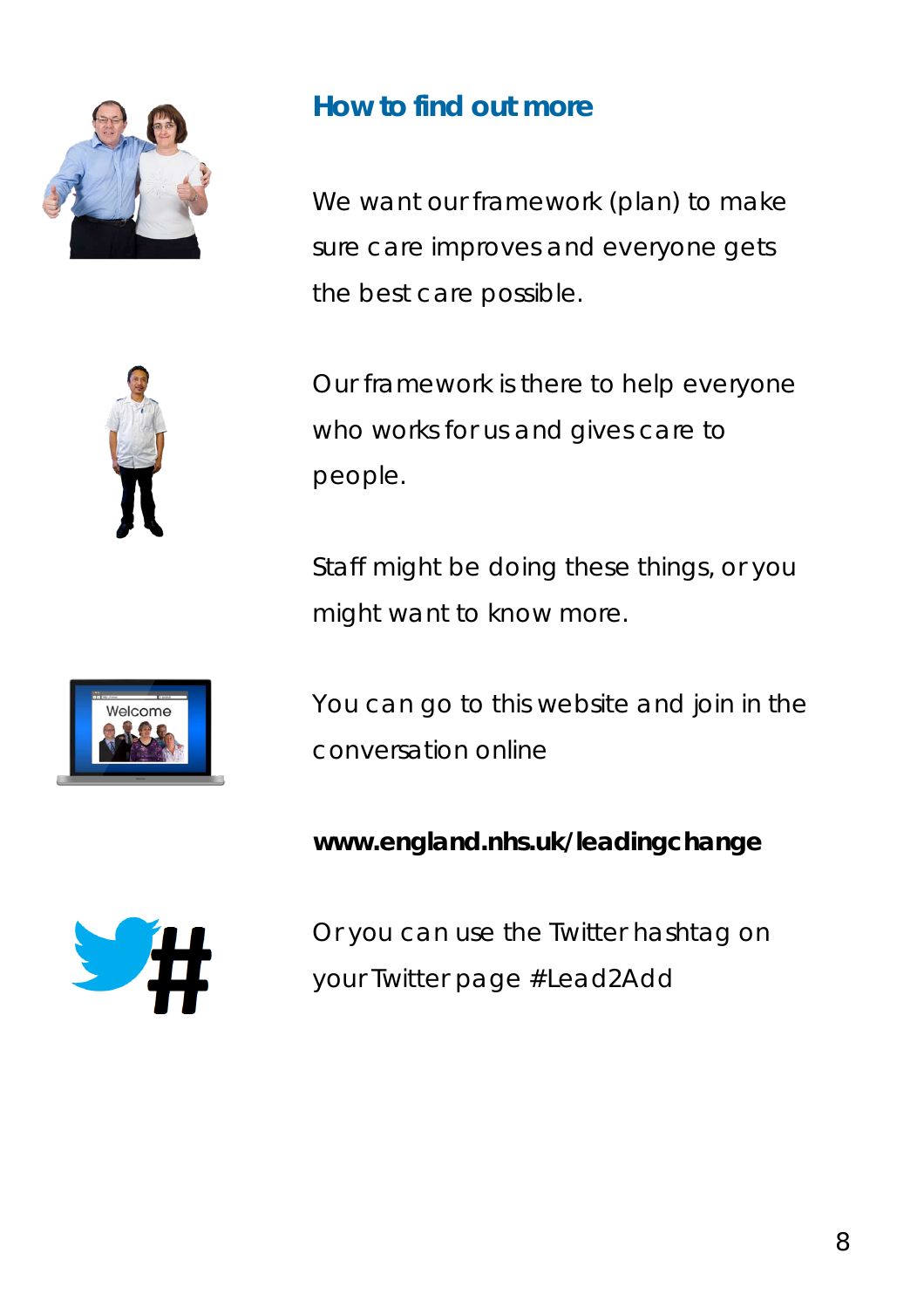## How to find out more

We want our framework (plan) to make sure care improves and everyone gets the best care possible.

Our framework is there to help everyone who works for us and gives care to people.

Staff might be doing these things, or you might want to know more.

You can go to this website and join in the conversation online

**www.england.nhs.uk/leadingchange**

Or you can use the Twitter hashtag on your Twitter page #Lead2Add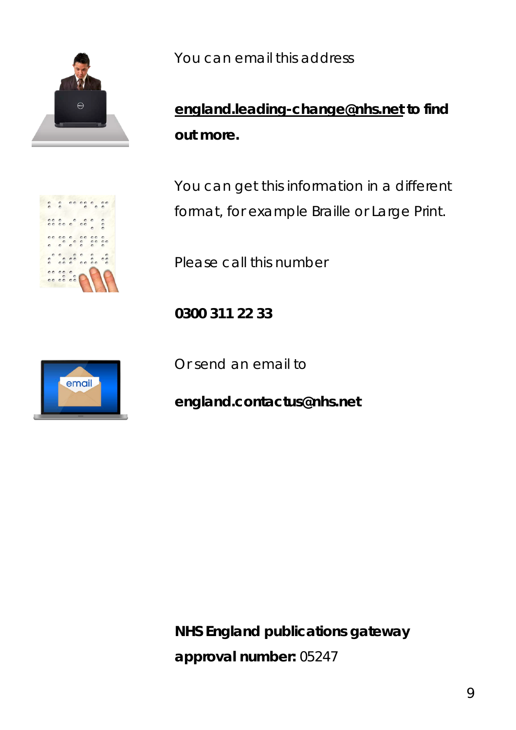You can email this address

**england.leading-change@nhs.net to find out more.**

You can get this information in a different format, for example Braille or Large Print.

Please call this number

**0300 311 22 33**

Or send an email to

**england.contactus@nhs.net**

**NHS England publications gateway approval number:** 05247